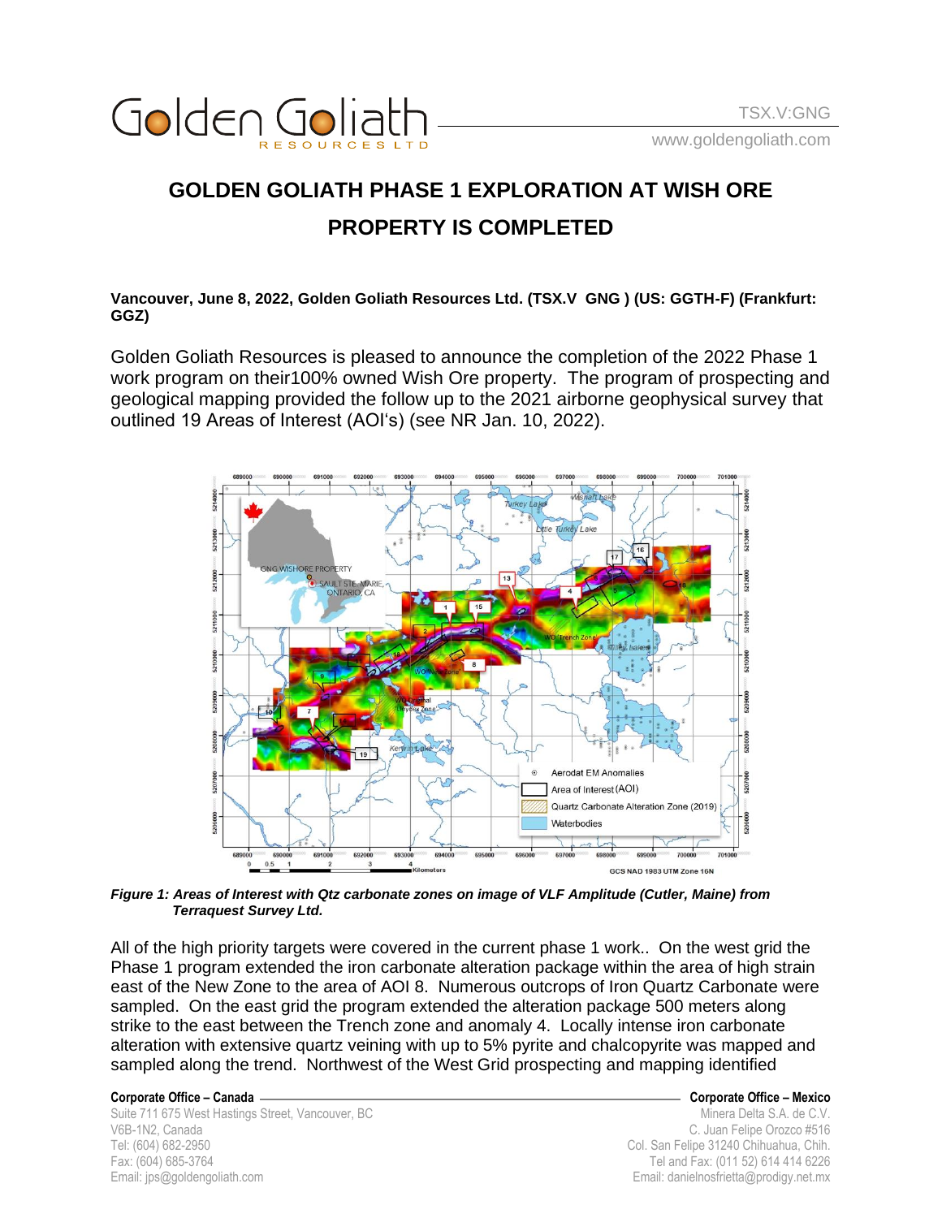# GOLDEN GOLIATH PHASE 1 EXPLORATION AT WISH ORE PROPERTY IS COMPLETED

**Vancouver, June 8, 2022, Golden Goliath Resources Ltd. (TSX.V GNG ) (US: GGTH-F) (Frankfurt: GGZ)**

Golden Goliath Resources is pleased to announce the completion of the 2022 Phase 1 work program on their100% owned Wish Ore property. The program of prospecting and geological mapping provided the follow up to the 2021 airborne geophysical survey that outlined 19 Areas of Interest (AOI's) (see NR Jan. 10, 2022).

***Figure 1: Areas of Interest with Qtz carbonate zones on image of VLF Amplitude (Cutler, Maine) from Terraquest Survey Ltd.***

All of the high priority targets were covered in the current phase 1 work.. On the west grid the Phase 1 program extended the iron carbonate alteration package within the area of high strain east of the New Zone to the area of AOI 8. Numerous outcrops of Iron Quartz Carbonate were sampled. On the east grid the program extended the alteration package 500 meters along strike to the east between the Trench zone and anomaly 4. Locally intense iron carbonate alteration with extensive quartz veining with up to 5% pyrite and chalcopyrite was mapped and sampled along the trend. Northwest of the West Grid prospecting and mapping identified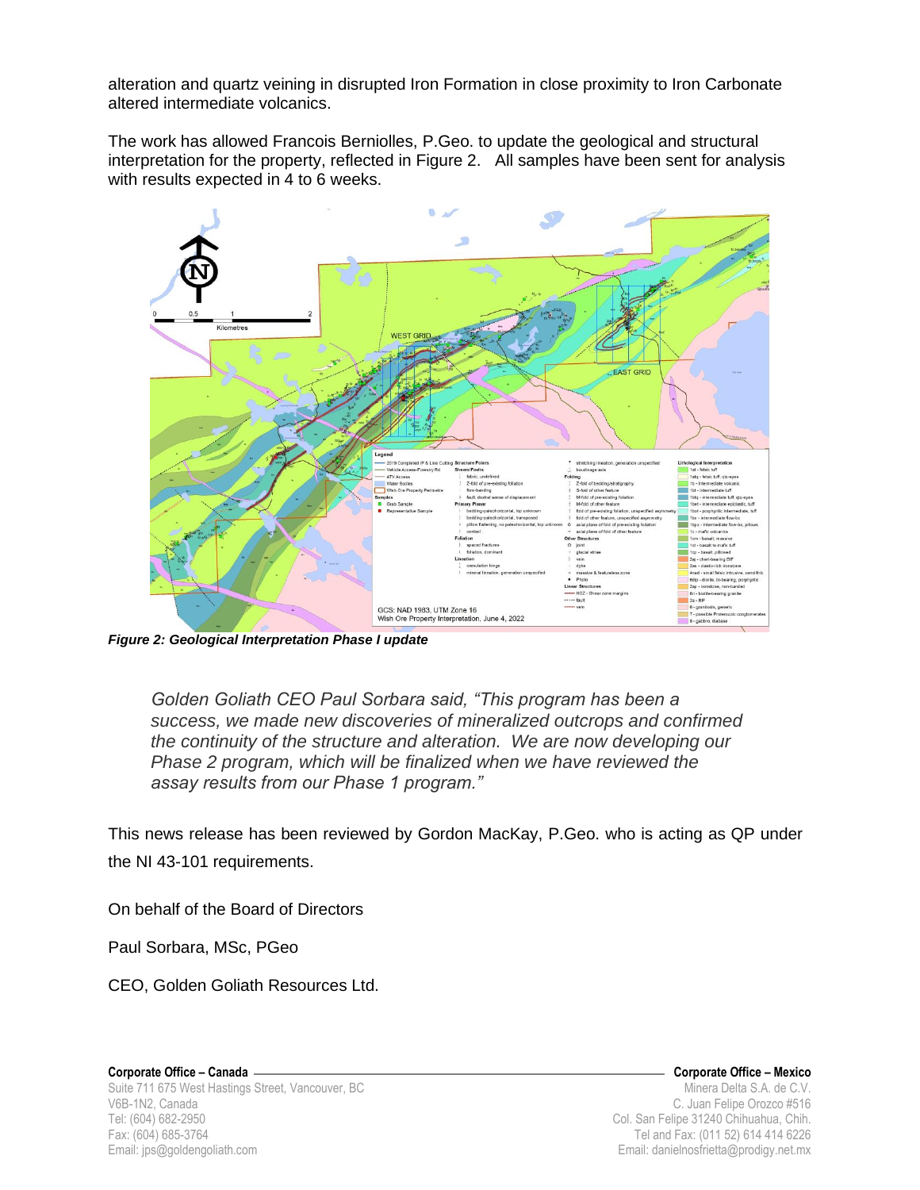alteration and quartz veining in disrupted Iron Formation in close proximity to Iron Carbonate altered intermediate volcanics.

The work has allowed Francois Berniolles, P.Geo. to update the geological and structural interpretation for the property, reflected in Figure 2. All samples have been sent for analysis with results expected in 4 to 6 weeks.

***Figure 2: Geological Interpretation Phase I update***

> *Golden Goliath CEO Paul Sorbara said, "This program has been a success, we made new discoveries of mineralized outcrops and confirmed the continuity of the structure and alteration. We are now developing our Phase 2 program, which will be finalized when we have reviewed the assay results from our Phase 1 program."*

This news release has been reviewed by Gordon MacKay, P.Geo. who is acting as QP under the NI 43-101 requirements.

On behalf of the Board of Directors

Paul Sorbara, MSc, PGeo

CEO, Golden Goliath Resources Ltd.

**Corporate Office – Canada**
Suite 711 675 West Hastings Street, Vancouver, BC
V6B-1N2, Canada
Tel: (604) 682-2950
Fax: (604) 685-3764
Email: jps@goldengoliath.com

**Corporate Office – Mexico**
Minera Delta S.A. de C.V.
C. Juan Felipe Orozco #516
Col. San Felipe 31240 Chihuahua, Chih.
Tel and Fax: (011 52) 614 414 6226
Email: danielnosfrietta@prodigy.net.mx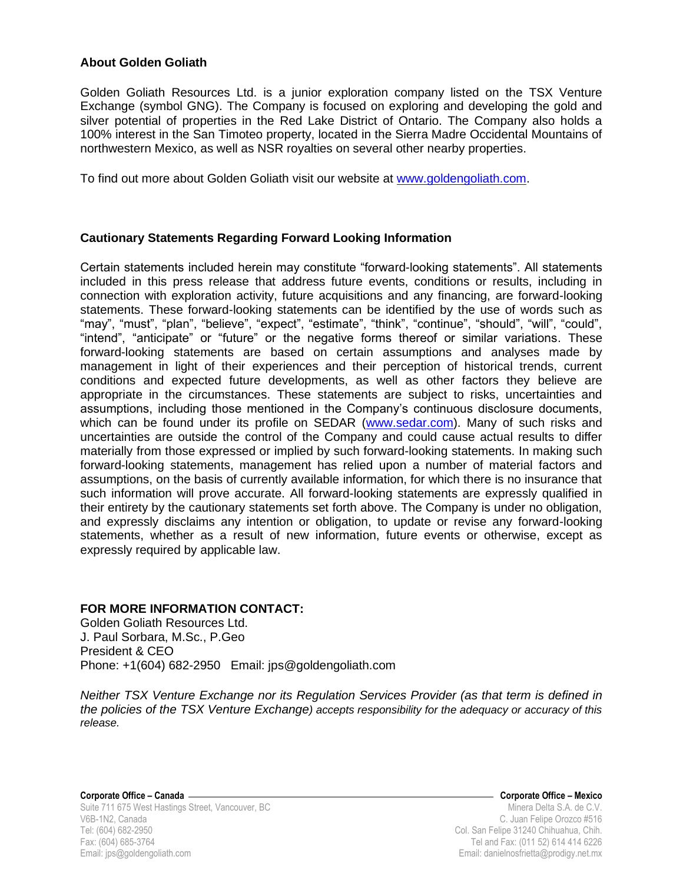**About Golden Goliath**

Golden Goliath Resources Ltd. is a junior exploration company listed on the TSX Venture Exchange (symbol GNG). The Company is focused on exploring and developing the gold and silver potential of properties in the Red Lake District of Ontario. The Company also holds a 100% interest in the San Timoteo property, located in the Sierra Madre Occidental Mountains of northwestern Mexico, as well as NSR royalties on several other nearby properties.

To find out more about Golden Goliath visit our website at [www.goldengoliath.com](http://www.goldengoliath.com).

**Cautionary Statements Regarding Forward Looking Information**

Certain statements included herein may constitute "forward-looking statements". All statements included in this press release that address future events, conditions or results, including in connection with exploration activity, future acquisitions and any financing, are forward-looking statements. These forward-looking statements can be identified by the use of words such as "may", "must", "plan", "believe", "expect", "estimate", "think", "continue", "should", "will", "could", "intend", "anticipate" or "future" or the negative forms thereof or similar variations. These forward-looking statements are based on certain assumptions and analyses made by management in light of their experiences and their perception of historical trends, current conditions and expected future developments, as well as other factors they believe are appropriate in the circumstances. These statements are subject to risks, uncertainties and assumptions, including those mentioned in the Company's continuous disclosure documents, which can be found under its profile on SEDAR ([www.sedar.com](http://www.sedar.com)). Many of such risks and uncertainties are outside the control of the Company and could cause actual results to differ materially from those expressed or implied by such forward-looking statements. In making such forward-looking statements, management has relied upon a number of material factors and assumptions, on the basis of currently available information, for which there is no insurance that such information will prove accurate. All forward-looking statements are expressly qualified in their entirety by the cautionary statements set forth above. The Company is under no obligation, and expressly disclaims any intention or obligation, to update or revise any forward-looking statements, whether as a result of new information, future events or otherwise, except as expressly required by applicable law.

**FOR MORE INFORMATION CONTACT:**
Golden Goliath Resources Ltd.
J. Paul Sorbara, M.Sc., P.Geo
President & CEO
Phone: +1(604) 682-2950 Email: jps@goldengoliath.com

*Neither TSX Venture Exchange nor its Regulation Services Provider (as that term is defined in the policies of the TSX Venture Exchange) accepts responsibility for the adequacy or accuracy of this release.*

**Corporate Office – Canada**
Suite 711 675 West Hastings Street, Vancouver, BC
V6B-1N2, Canada
Tel: (604) 682-2950
Fax: (604) 685-3764
Email: jps@goldengoliath.com

**Corporate Office – Mexico**
Minera Delta S.A. de C.V.
C. Juan Felipe Orozco #516
Col. San Felipe 31240 Chihuahua, Chih.
Tel and Fax: (011 52) 614 414 6226
Email: danielnosfrietta@prodigy.net.mx